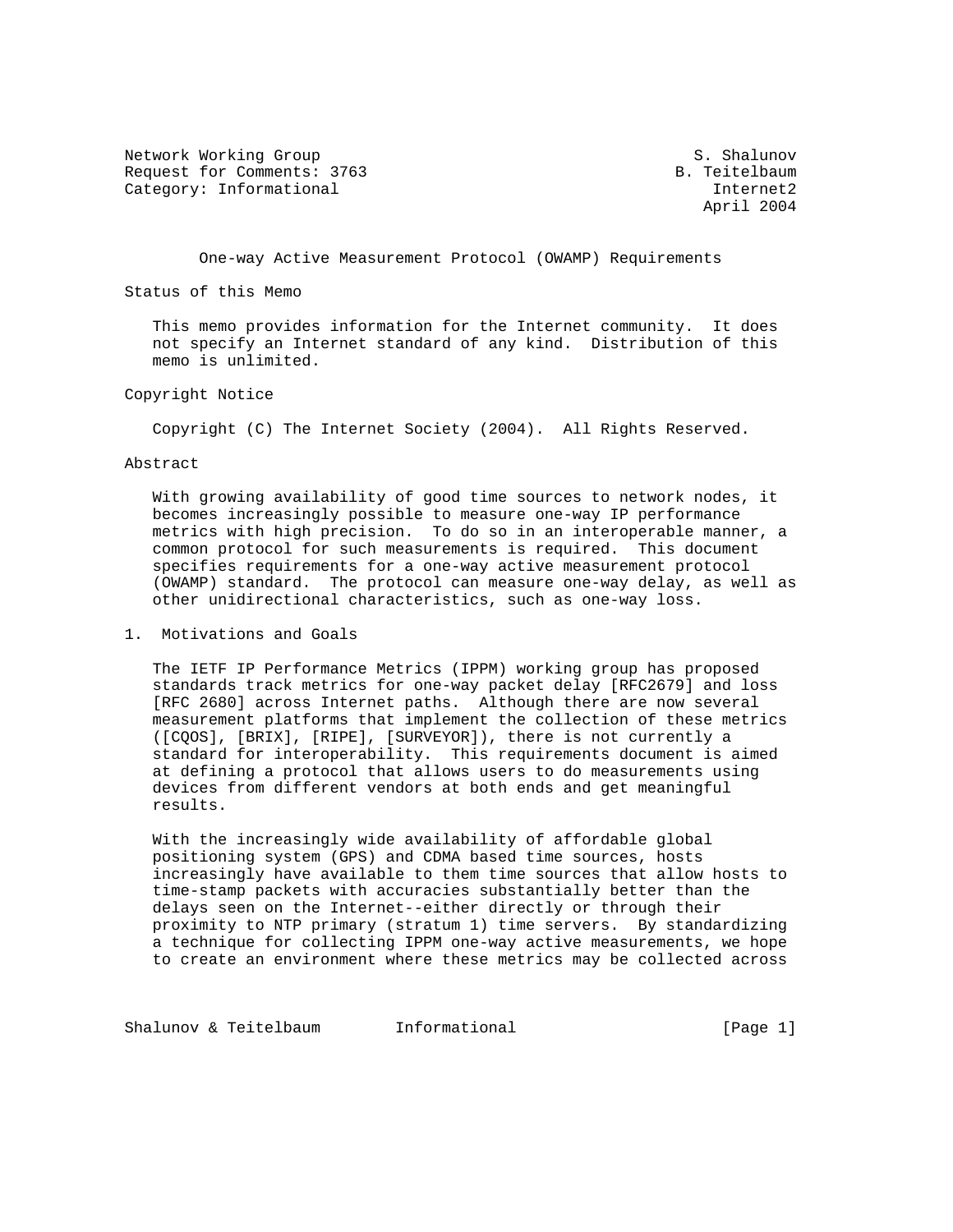Network Working Group S. Shalunov
Request for Comments: 3763 B. Teitelbaum
Category: Informational Internet2
April 2004

# One-way Active Measurement Protocol (OWAMP) Requirements

## Status of this Memo

This memo provides information for the Internet community. It does not specify an Internet standard of any kind. Distribution of this memo is unlimited.

## Copyright Notice

Copyright (C) The Internet Society (2004). All Rights Reserved.

## Abstract

With growing availability of good time sources to network nodes, it becomes increasingly possible to measure one-way IP performance metrics with high precision. To do so in an interoperable manner, a common protocol for such measurements is required. This document specifies requirements for a one-way active measurement protocol (OWAMP) standard. The protocol can measure one-way delay, as well as other unidirectional characteristics, such as one-way loss.

## 1. Motivations and Goals

The IETF IP Performance Metrics (IPPM) working group has proposed standards track metrics for one-way packet delay [RFC2679] and loss [RFC 2680] across Internet paths. Although there are now several measurement platforms that implement the collection of these metrics ([CQOS], [BRIX], [RIPE], [SURVEYOR]), there is not currently a standard for interoperability. This requirements document is aimed at defining a protocol that allows users to do measurements using devices from different vendors at both ends and get meaningful results.

With the increasingly wide availability of affordable global positioning system (GPS) and CDMA based time sources, hosts increasingly have available to them time sources that allow hosts to time-stamp packets with accuracies substantially better than the delays seen on the Internet--either directly or through their proximity to NTP primary (stratum 1) time servers. By standardizing a technique for collecting IPPM one-way active measurements, we hope to create an environment where these metrics may be collected across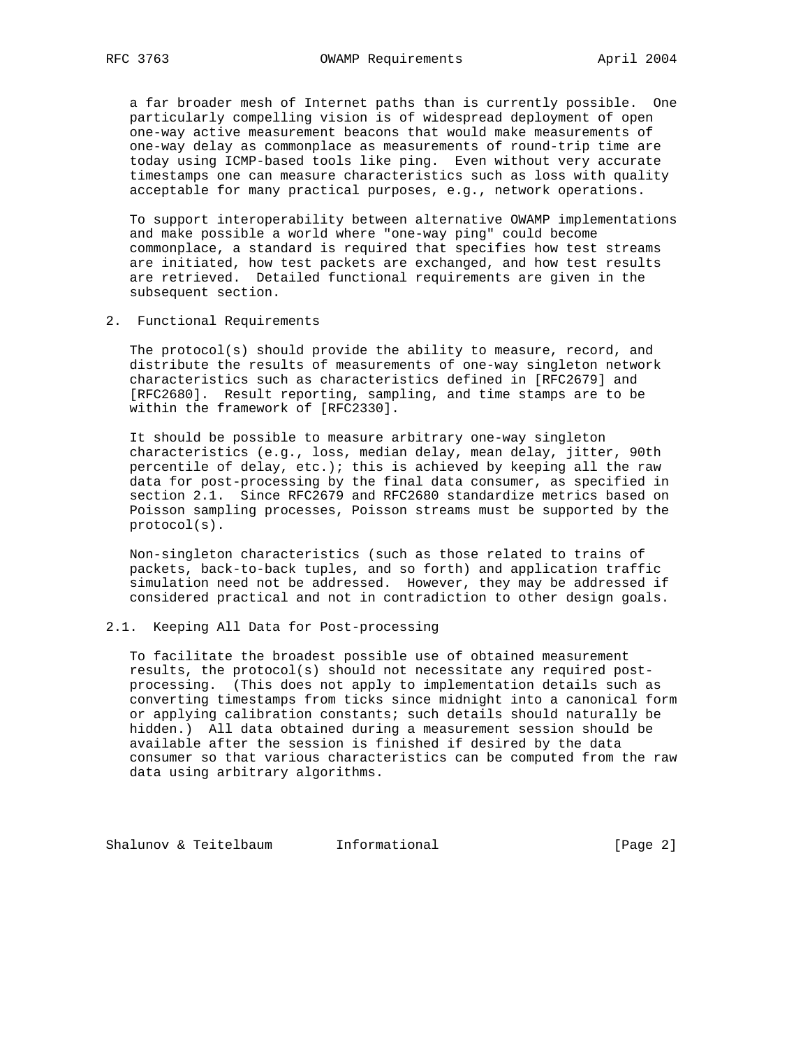a far broader mesh of Internet paths than is currently possible. One particularly compelling vision is of widespread deployment of open one-way active measurement beacons that would make measurements of one-way delay as commonplace as measurements of round-trip time are today using ICMP-based tools like ping. Even without very accurate timestamps one can measure characteristics such as loss with quality acceptable for many practical purposes, e.g., network operations.

To support interoperability between alternative OWAMP implementations and make possible a world where "one-way ping" could become commonplace, a standard is required that specifies how test streams are initiated, how test packets are exchanged, and how test results are retrieved. Detailed functional requirements are given in the subsequent section.

## 2. Functional Requirements

The protocol(s) should provide the ability to measure, record, and distribute the results of measurements of one-way singleton network characteristics such as characteristics defined in [RFC2679] and [RFC2680]. Result reporting, sampling, and time stamps are to be within the framework of [RFC2330].

It should be possible to measure arbitrary one-way singleton characteristics (e.g., loss, median delay, mean delay, jitter, 90th percentile of delay, etc.); this is achieved by keeping all the raw data for post-processing by the final data consumer, as specified in section 2.1. Since RFC2679 and RFC2680 standardize metrics based on Poisson sampling processes, Poisson streams must be supported by the protocol(s).

Non-singleton characteristics (such as those related to trains of packets, back-to-back tuples, and so forth) and application traffic simulation need not be addressed. However, they may be addressed if considered practical and not in contradiction to other design goals.

### 2.1. Keeping All Data for Post-processing

To facilitate the broadest possible use of obtained measurement results, the protocol(s) should not necessitate any required post-processing. (This does not apply to implementation details such as converting timestamps from ticks since midnight into a canonical form or applying calibration constants; such details should naturally be hidden.) All data obtained during a measurement session should be available after the session is finished if desired by the data consumer so that various characteristics can be computed from the raw data using arbitrary algorithms.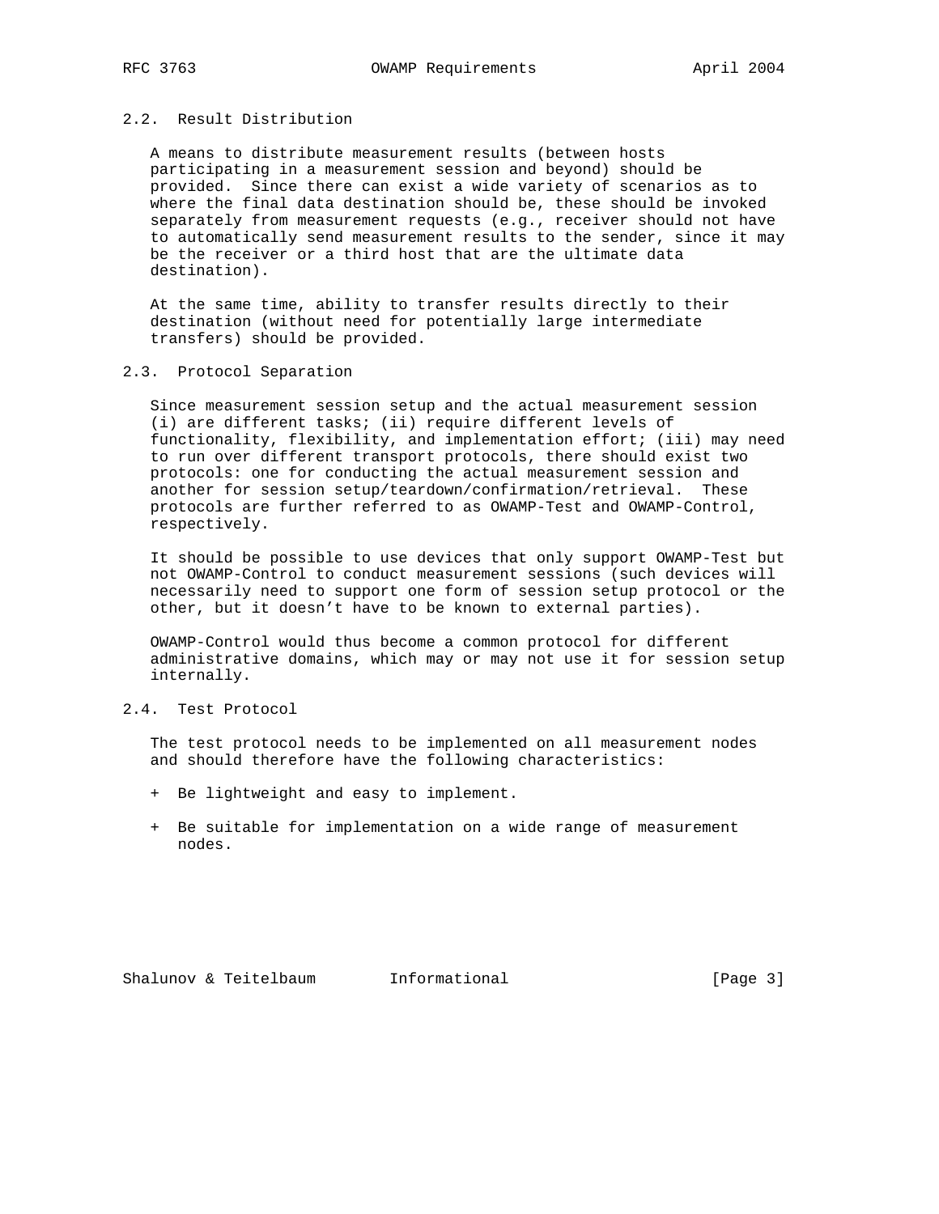## 2.2. Result Distribution

A means to distribute measurement results (between hosts participating in a measurement session and beyond) should be provided. Since there can exist a wide variety of scenarios as to where the final data destination should be, these should be invoked separately from measurement requests (e.g., receiver should not have to automatically send measurement results to the sender, since it may be the receiver or a third host that are the ultimate data destination).

At the same time, ability to transfer results directly to their destination (without need for potentially large intermediate transfers) should be provided.

## 2.3. Protocol Separation

Since measurement session setup and the actual measurement session (i) are different tasks; (ii) require different levels of functionality, flexibility, and implementation effort; (iii) may need to run over different transport protocols, there should exist two protocols: one for conducting the actual measurement session and another for session setup/teardown/confirmation/retrieval. These protocols are further referred to as OWAMP-Test and OWAMP-Control, respectively.

It should be possible to use devices that only support OWAMP-Test but not OWAMP-Control to conduct measurement sessions (such devices will necessarily need to support one form of session setup protocol or the other, but it doesn't have to be known to external parties).

OWAMP-Control would thus become a common protocol for different administrative domains, which may or may not use it for session setup internally.

## 2.4. Test Protocol

The test protocol needs to be implemented on all measurement nodes and should therefore have the following characteristics:

+ Be lightweight and easy to implement.

+ Be suitable for implementation on a wide range of measurement nodes.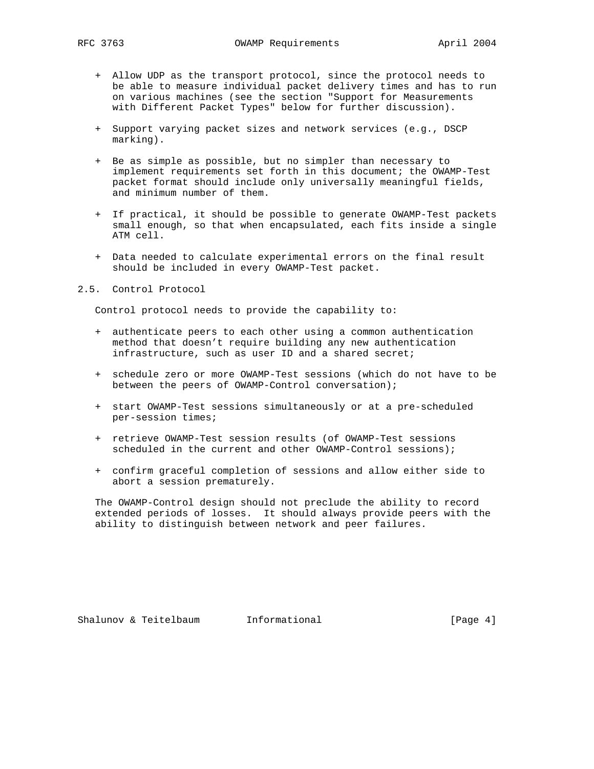+ Allow UDP as the transport protocol, since the protocol needs to be able to measure individual packet delivery times and has to run on various machines (see the section "Support for Measurements with Different Packet Types" below for further discussion).

+ Support varying packet sizes and network services (e.g., DSCP marking).

+ Be as simple as possible, but no simpler than necessary to implement requirements set forth in this document; the OWAMP-Test packet format should include only universally meaningful fields, and minimum number of them.

+ If practical, it should be possible to generate OWAMP-Test packets small enough, so that when encapsulated, each fits inside a single ATM cell.

+ Data needed to calculate experimental errors on the final result should be included in every OWAMP-Test packet.

## 2.5. Control Protocol

Control protocol needs to provide the capability to:

+ authenticate peers to each other using a common authentication method that doesn't require building any new authentication infrastructure, such as user ID and a shared secret;

+ schedule zero or more OWAMP-Test sessions (which do not have to be between the peers of OWAMP-Control conversation);

+ start OWAMP-Test sessions simultaneously or at a pre-scheduled per-session times;

+ retrieve OWAMP-Test session results (of OWAMP-Test sessions scheduled in the current and other OWAMP-Control sessions);

+ confirm graceful completion of sessions and allow either side to abort a session prematurely.

The OWAMP-Control design should not preclude the ability to record extended periods of losses. It should always provide peers with the ability to distinguish between network and peer failures.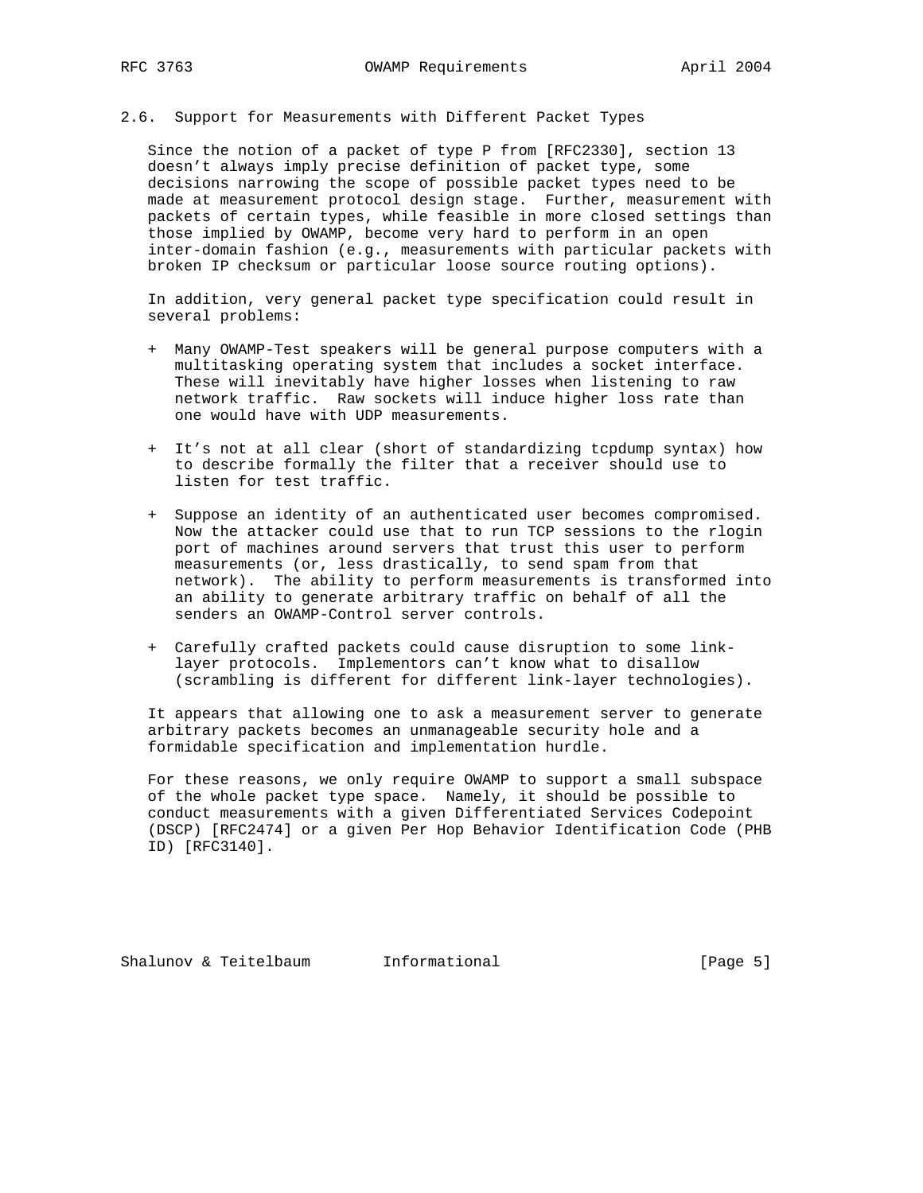### 2.6. Support for Measurements with Different Packet Types

Since the notion of a packet of type P from [RFC2330], section 13 doesn't always imply precise definition of packet type, some decisions narrowing the scope of possible packet types need to be made at measurement protocol design stage. Further, measurement with packets of certain types, while feasible in more closed settings than those implied by OWAMP, become very hard to perform in an open inter-domain fashion (e.g., measurements with particular packets with broken IP checksum or particular loose source routing options).

In addition, very general packet type specification could result in several problems:

+ Many OWAMP-Test speakers will be general purpose computers with a multitasking operating system that includes a socket interface. These will inevitably have higher losses when listening to raw network traffic. Raw sockets will induce higher loss rate than one would have with UDP measurements.

+ It's not at all clear (short of standardizing tcpdump syntax) how to describe formally the filter that a receiver should use to listen for test traffic.

+ Suppose an identity of an authenticated user becomes compromised. Now the attacker could use that to run TCP sessions to the rlogin port of machines around servers that trust this user to perform measurements (or, less drastically, to send spam from that network). The ability to perform measurements is transformed into an ability to generate arbitrary traffic on behalf of all the senders an OWAMP-Control server controls.

+ Carefully crafted packets could cause disruption to some link-layer protocols. Implementors can't know what to disallow (scrambling is different for different link-layer technologies).

It appears that allowing one to ask a measurement server to generate arbitrary packets becomes an unmanageable security hole and a formidable specification and implementation hurdle.

For these reasons, we only require OWAMP to support a small subspace of the whole packet type space. Namely, it should be possible to conduct measurements with a given Differentiated Services Codepoint (DSCP) [RFC2474] or a given Per Hop Behavior Identification Code (PHB ID) [RFC3140].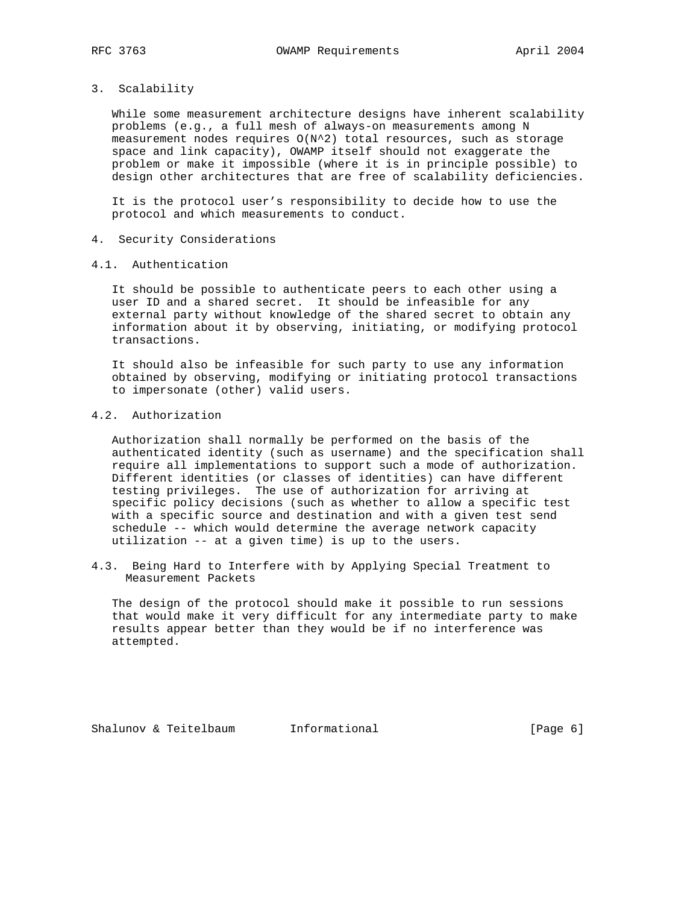## 3. Scalability

While some measurement architecture designs have inherent scalability problems (e.g., a full mesh of always-on measurements among N measurement nodes requires $O(N^2)$ total resources, such as storage space and link capacity), OWAMP itself should not exaggerate the problem or make it impossible (where it is in principle possible) to design other architectures that are free of scalability deficiencies.

It is the protocol user's responsibility to decide how to use the protocol and which measurements to conduct.

## 4. Security Considerations

### 4.1. Authentication

It should be possible to authenticate peers to each other using a user ID and a shared secret. It should be infeasible for any external party without knowledge of the shared secret to obtain any information about it by observing, initiating, or modifying protocol transactions.

It should also be infeasible for such party to use any information obtained by observing, modifying or initiating protocol transactions to impersonate (other) valid users.

### 4.2. Authorization

Authorization shall normally be performed on the basis of the authenticated identity (such as username) and the specification shall require all implementations to support such a mode of authorization. Different identities (or classes of identities) can have different testing privileges. The use of authorization for arriving at specific policy decisions (such as whether to allow a specific test with a specific source and destination and with a given test send schedule -- which would determine the average network capacity utilization -- at a given time) is up to the users.

### 4.3. Being Hard to Interfere with by Applying Special Treatment to Measurement Packets

The design of the protocol should make it possible to run sessions that would make it very difficult for any intermediate party to make results appear better than they would be if no interference was attempted.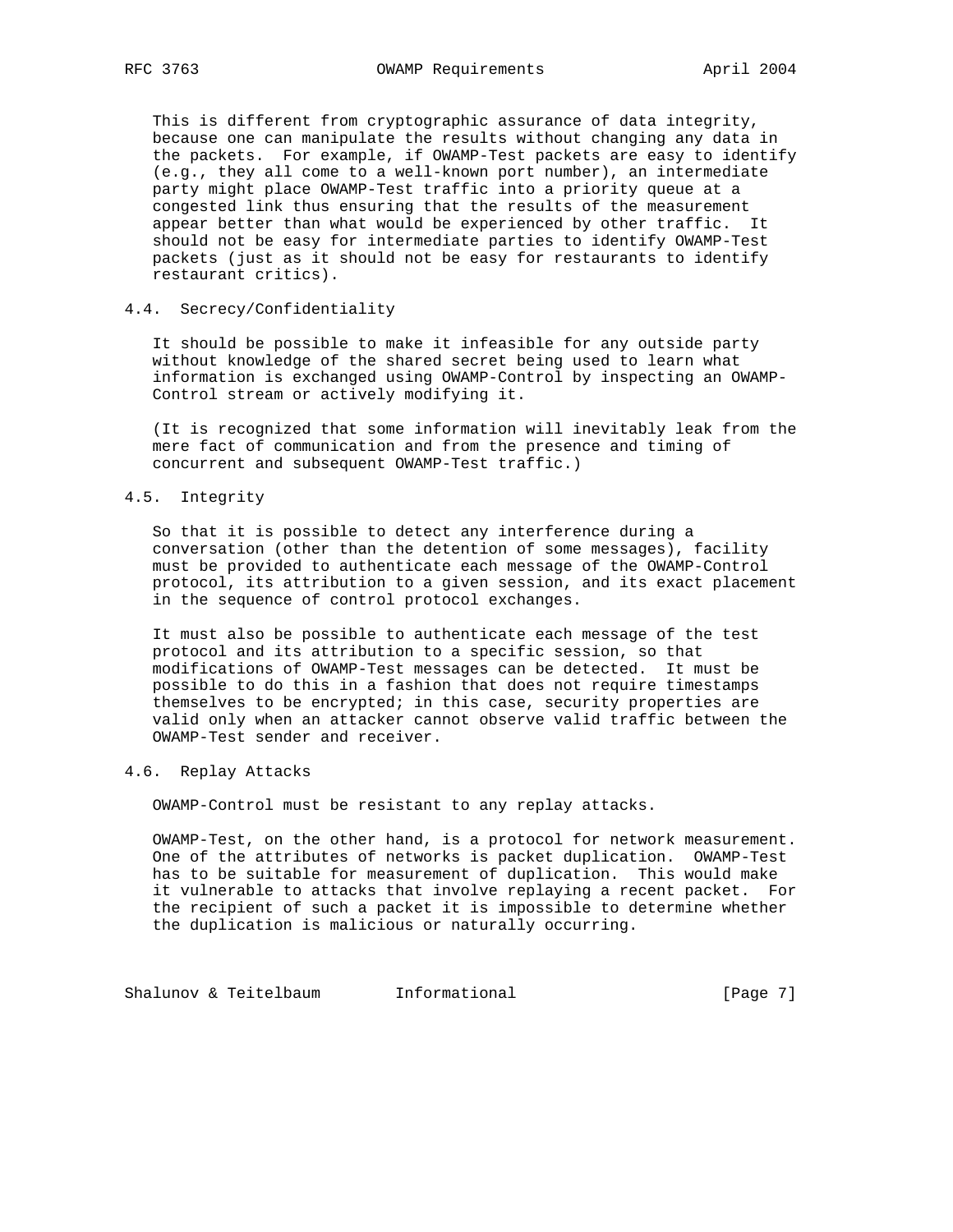This is different from cryptographic assurance of data integrity, because one can manipulate the results without changing any data in the packets. For example, if OWAMP-Test packets are easy to identify (e.g., they all come to a well-known port number), an intermediate party might place OWAMP-Test traffic into a priority queue at a congested link thus ensuring that the results of the measurement appear better than what would be experienced by other traffic. It should not be easy for intermediate parties to identify OWAMP-Test packets (just as it should not be easy for restaurants to identify restaurant critics).

## 4.4. Secrecy/Confidentiality

It should be possible to make it infeasible for any outside party without knowledge of the shared secret being used to learn what information is exchanged using OWAMP-Control by inspecting an OWAMP-Control stream or actively modifying it.

(It is recognized that some information will inevitably leak from the mere fact of communication and from the presence and timing of concurrent and subsequent OWAMP-Test traffic.)

## 4.5. Integrity

So that it is possible to detect any interference during a conversation (other than the detention of some messages), facility must be provided to authenticate each message of the OWAMP-Control protocol, its attribution to a given session, and its exact placement in the sequence of control protocol exchanges.

It must also be possible to authenticate each message of the test protocol and its attribution to a specific session, so that modifications of OWAMP-Test messages can be detected. It must be possible to do this in a fashion that does not require timestamps themselves to be encrypted; in this case, security properties are valid only when an attacker cannot observe valid traffic between the OWAMP-Test sender and receiver.

## 4.6. Replay Attacks

OWAMP-Control must be resistant to any replay attacks.

OWAMP-Test, on the other hand, is a protocol for network measurement. One of the attributes of networks is packet duplication. OWAMP-Test has to be suitable for measurement of duplication. This would make it vulnerable to attacks that involve replaying a recent packet. For the recipient of such a packet it is impossible to determine whether the duplication is malicious or naturally occurring.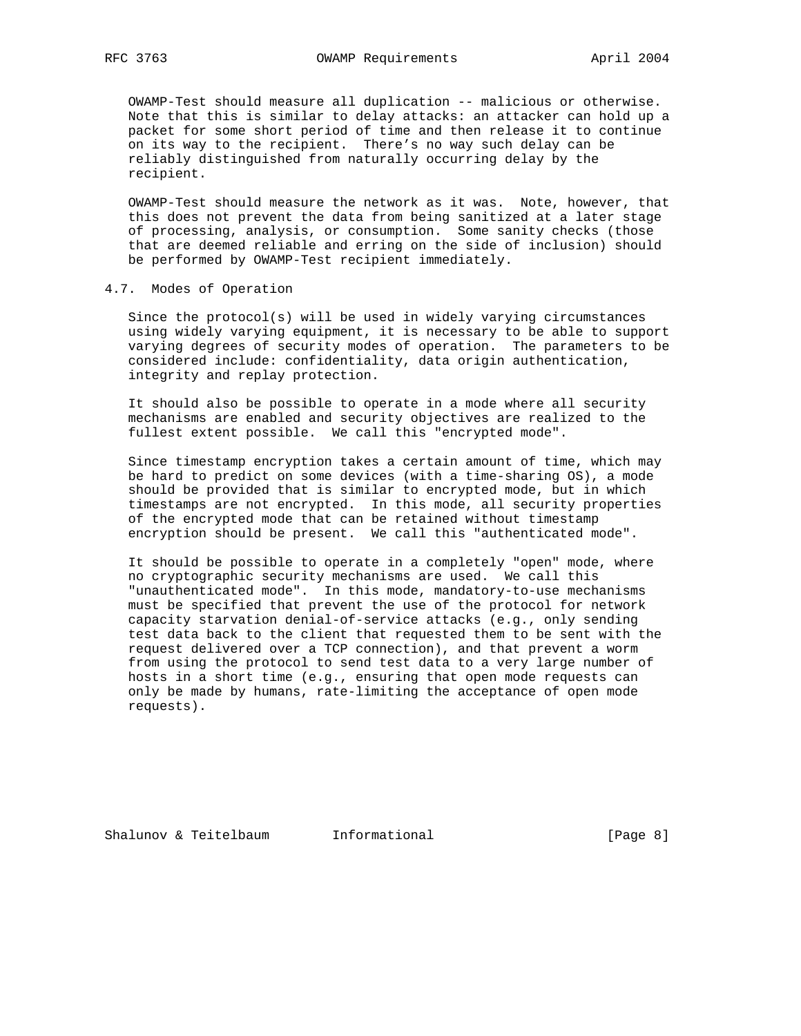OWAMP-Test should measure all duplication -- malicious or otherwise. Note that this is similar to delay attacks: an attacker can hold up a packet for some short period of time and then release it to continue on its way to the recipient. There's no way such delay can be reliably distinguished from naturally occurring delay by the recipient.

OWAMP-Test should measure the network as it was. Note, however, that this does not prevent the data from being sanitized at a later stage of processing, analysis, or consumption. Some sanity checks (those that are deemed reliable and erring on the side of inclusion) should be performed by OWAMP-Test recipient immediately.

### 4.7. Modes of Operation

Since the protocol(s) will be used in widely varying circumstances using widely varying equipment, it is necessary to be able to support varying degrees of security modes of operation. The parameters to be considered include: confidentiality, data origin authentication, integrity and replay protection.

It should also be possible to operate in a mode where all security mechanisms are enabled and security objectives are realized to the fullest extent possible. We call this "encrypted mode".

Since timestamp encryption takes a certain amount of time, which may be hard to predict on some devices (with a time-sharing OS), a mode should be provided that is similar to encrypted mode, but in which timestamps are not encrypted. In this mode, all security properties of the encrypted mode that can be retained without timestamp encryption should be present. We call this "authenticated mode".

It should be possible to operate in a completely "open" mode, where no cryptographic security mechanisms are used. We call this "unauthenticated mode". In this mode, mandatory-to-use mechanisms must be specified that prevent the use of the protocol for network capacity starvation denial-of-service attacks (e.g., only sending test data back to the client that requested them to be sent with the request delivered over a TCP connection), and that prevent a worm from using the protocol to send test data to a very large number of hosts in a short time (e.g., ensuring that open mode requests can only be made by humans, rate-limiting the acceptance of open mode requests).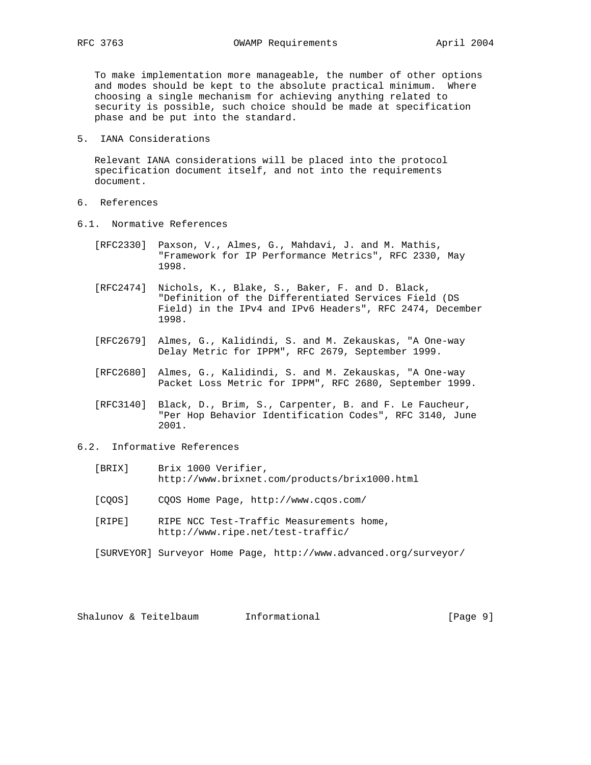To make implementation more manageable, the number of other options and modes should be kept to the absolute practical minimum. Where choosing a single mechanism for achieving anything related to security is possible, such choice should be made at specification phase and be put into the standard.

## 5. IANA Considerations

Relevant IANA considerations will be placed into the protocol specification document itself, and not into the requirements document.

## 6. References

### 6.1. Normative References

[RFC2330] Paxson, V., Almes, G., Mahdavi, J. and M. Mathis, "Framework for IP Performance Metrics", RFC 2330, May 1998.

[RFC2474] Nichols, K., Blake, S., Baker, F. and D. Black, "Definition of the Differentiated Services Field (DS Field) in the IPv4 and IPv6 Headers", RFC 2474, December 1998.

[RFC2679] Almes, G., Kalidindi, S. and M. Zekauskas, "A One-way Delay Metric for IPPM", RFC 2679, September 1999.

[RFC2680] Almes, G., Kalidindi, S. and M. Zekauskas, "A One-way Packet Loss Metric for IPPM", RFC 2680, September 1999.

[RFC3140] Black, D., Brim, S., Carpenter, B. and F. Le Faucheur, "Per Hop Behavior Identification Codes", RFC 3140, June 2001.

### 6.2. Informative References

[BRIX] Brix 1000 Verifier, http://www.brixnet.com/products/brix1000.html

[CQOS] CQOS Home Page, http://www.cqos.com/

[RIPE] RIPE NCC Test-Traffic Measurements home, http://www.ripe.net/test-traffic/

[SURVEYOR] Surveyor Home Page, http://www.advanced.org/surveyor/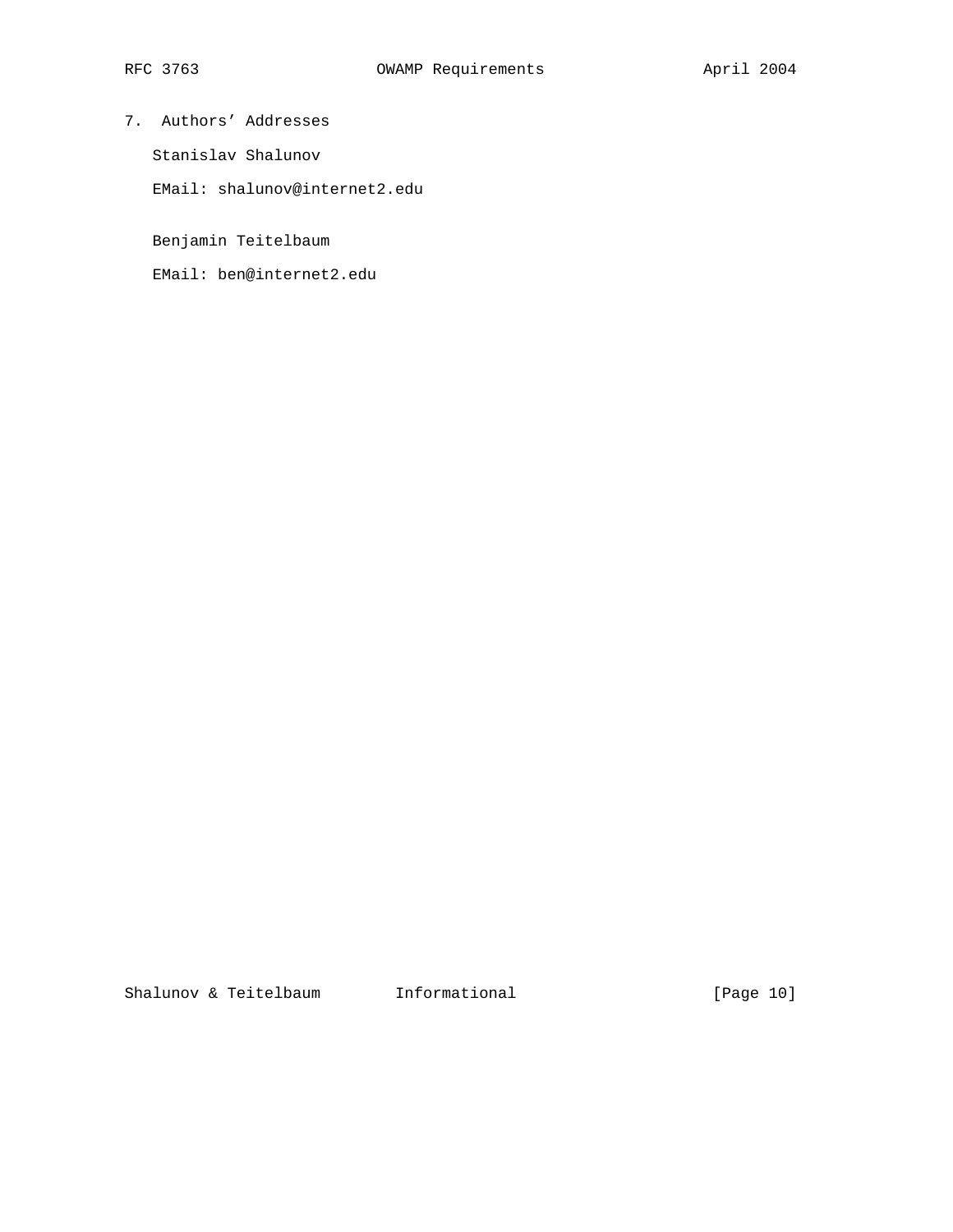## 7. Authors' Addresses

Stanislav Shalunov

EMail: shalunov@internet2.edu

Benjamin Teitelbaum

EMail: ben@internet2.edu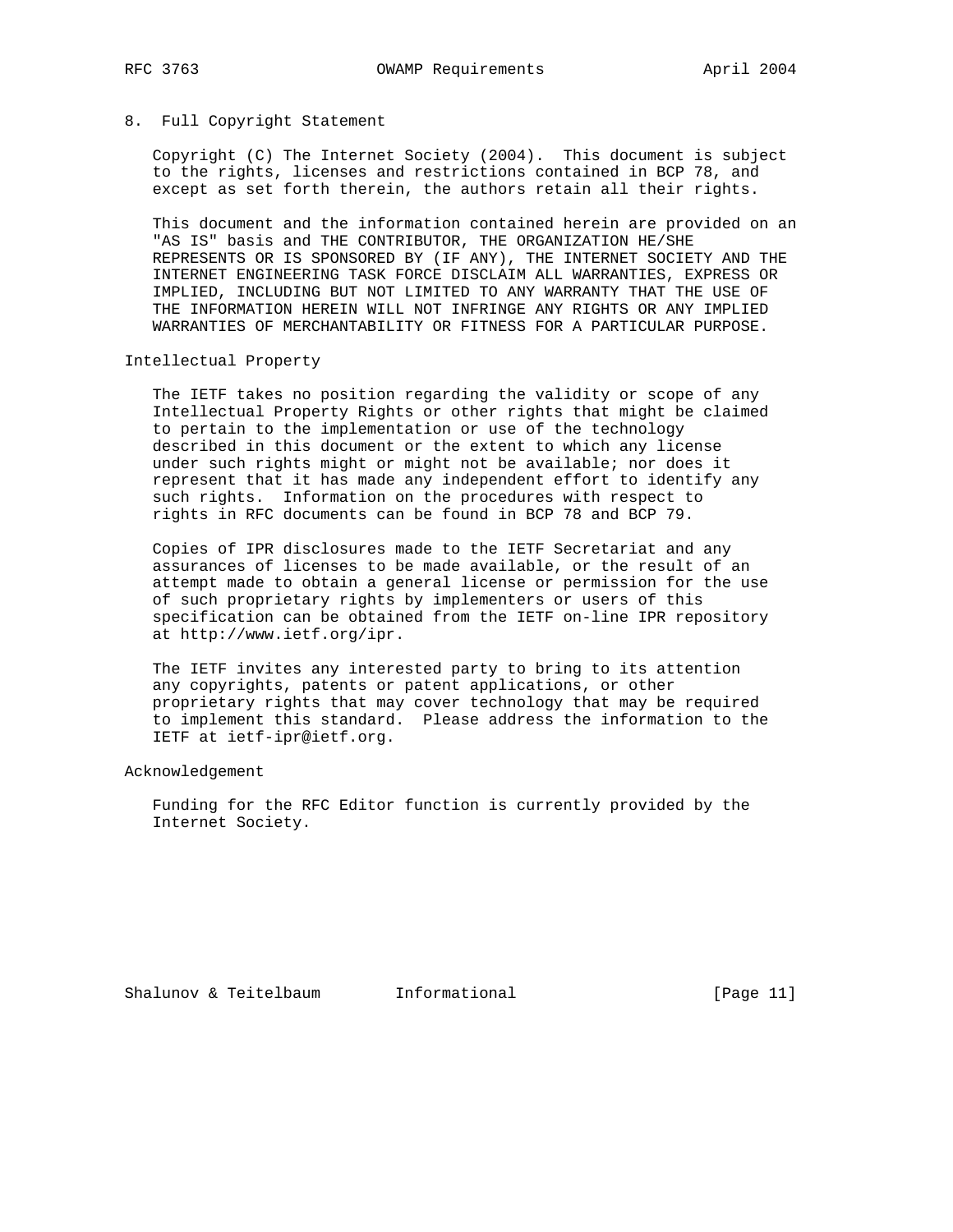## 8. Full Copyright Statement

Copyright (C) The Internet Society (2004). This document is subject to the rights, licenses and restrictions contained in BCP 78, and except as set forth therein, the authors retain all their rights.

This document and the information contained herein are provided on an "AS IS" basis and THE CONTRIBUTOR, THE ORGANIZATION HE/SHE REPRESENTS OR IS SPONSORED BY (IF ANY), THE INTERNET SOCIETY AND THE INTERNET ENGINEERING TASK FORCE DISCLAIM ALL WARRANTIES, EXPRESS OR IMPLIED, INCLUDING BUT NOT LIMITED TO ANY WARRANTY THAT THE USE OF THE INFORMATION HEREIN WILL NOT INFRINGE ANY RIGHTS OR ANY IMPLIED WARRANTIES OF MERCHANTABILITY OR FITNESS FOR A PARTICULAR PURPOSE.

### Intellectual Property

The IETF takes no position regarding the validity or scope of any Intellectual Property Rights or other rights that might be claimed to pertain to the implementation or use of the technology described in this document or the extent to which any license under such rights might or might not be available; nor does it represent that it has made any independent effort to identify any such rights. Information on the procedures with respect to rights in RFC documents can be found in BCP 78 and BCP 79.

Copies of IPR disclosures made to the IETF Secretariat and any assurances of licenses to be made available, or the result of an attempt made to obtain a general license or permission for the use of such proprietary rights by implementers or users of this specification can be obtained from the IETF on-line IPR repository at http://www.ietf.org/ipr.

The IETF invites any interested party to bring to its attention any copyrights, patents or patent applications, or other proprietary rights that may cover technology that may be required to implement this standard. Please address the information to the IETF at ietf-ipr@ietf.org.

### Acknowledgement

Funding for the RFC Editor function is currently provided by the Internet Society.